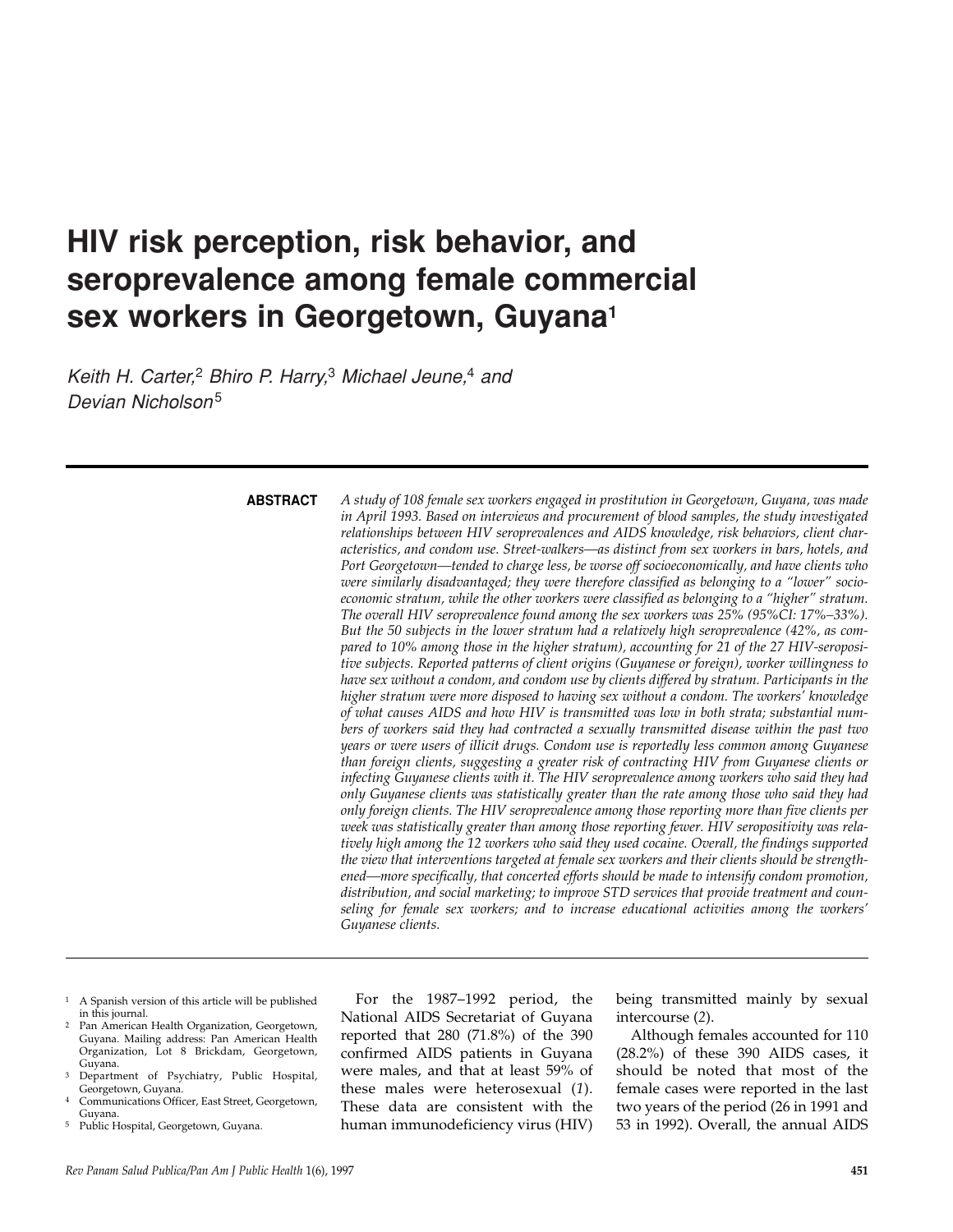# HIV risk perception, risk behavior, and seroprevalence among female commercial sex workers in Georgetown, Guyana[1]

*Keith H. Carter,[2] Bhiro P. Harry,[3] Michael Jeune,[4] and Devian Nicholson[5]*

---

**ABSTRACT**

*A study of 108 female sex workers engaged in prostitution in Georgetown, Guyana, was made in April 1993. Based on interviews and procurement of blood samples, the study investigated relationships between HIV seroprevalences and AIDS knowledge, risk behaviors, client characteristics, and condom use. Street-walkers—as distinct from sex workers in bars, hotels, and Port Georgetown—tended to charge less, be worse off socioeconomically, and have clients who were similarly disadvantaged; they were therefore classified as belonging to a "lower" socioeconomic stratum, while the other workers were classified as belonging to a "higher" stratum. The overall HIV seroprevalence found among the sex workers was 25% (95%CI: 17%–33%). But the 50 subjects in the lower stratum had a relatively high seroprevalence (42%, as compared to 10% among those in the higher stratum), accounting for 21 of the 27 HIV-seropositive subjects. Reported patterns of client origins (Guyanese or foreign), worker willingness to have sex without a condom, and condom use by clients differed by stratum. Participants in the higher stratum were more disposed to having sex without a condom. The workers' knowledge of what causes AIDS and how HIV is transmitted was low in both strata; substantial numbers of workers said they had contracted a sexually transmitted disease within the past two years or were users of illicit drugs. Condom use is reportedly less common among Guyanese than foreign clients, suggesting a greater risk of contracting HIV from Guyanese clients or infecting Guyanese clients with it. The HIV seroprevalence among workers who said they had only Guyanese clients was statistically greater than the rate among those who said they had only foreign clients. The HIV seroprevalence among those reporting more than five clients per week was statistically greater than among those reporting fewer. HIV seropositivity was relatively high among the 12 workers who said they used cocaine. Overall, the findings supported the view that interventions targeted at female sex workers and their clients should be strengthened—more specifically, that concerted efforts should be made to intensify condom promotion, distribution, and social marketing; to improve STD services that provide treatment and counseling for female sex workers; and to increase educational activities among the workers' Guyanese clients.*

---

For the 1987–1992 period, the National AIDS Secretariat of Guyana reported that 280 (71.8%) of the 390 confirmed AIDS patients in Guyana were males, and that at least 59% of these males were heterosexual (*1*). These data are consistent with the human immunodeficiency virus (HIV) being transmitted mainly by sexual intercourse (*2*).

Although females accounted for 110 (28.2%) of these 390 AIDS cases, it should be noted that most of the female cases were reported in the last two years of the period (26 in 1991 and 53 in 1992). Overall, the annual AIDS

---

[1] A Spanish version of this article will be published in this journal.

[2] Pan American Health Organization, Georgetown, Guyana. Mailing address: Pan American Health Organization, Lot 8 Brickdam, Georgetown, Guyana.

[3] Department of Psychiatry, Public Hospital, Georgetown, Guyana.

[4] Communications Officer, East Street, Georgetown, Guyana.

[5] Public Hospital, Georgetown, Guyana.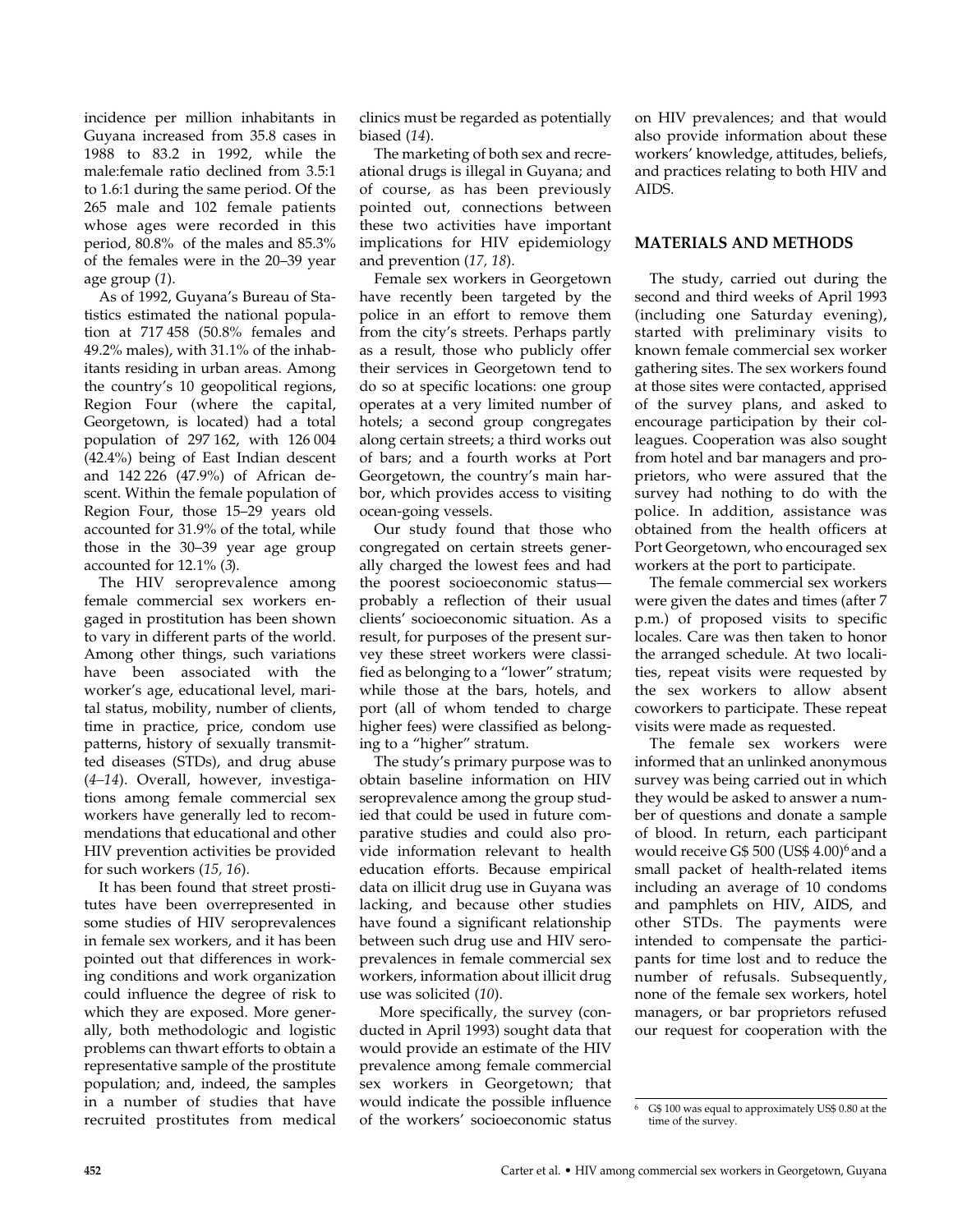incidence per million inhabitants in Guyana increased from 35.8 cases in 1988 to 83.2 in 1992, while the male:female ratio declined from 3.5:1 to 1.6:1 during the same period. Of the 265 male and 102 female patients whose ages were recorded in this period, 80.8% of the males and 85.3% of the females were in the 20–39 year age group (*1*).

As of 1992, Guyana's Bureau of Statistics estimated the national population at 717 458 (50.8% females and 49.2% males), with 31.1% of the inhabitants residing in urban areas. Among the country's 10 geopolitical regions, Region Four (where the capital, Georgetown, is located) had a total population of 297 162, with 126 004 (42.4%) being of East Indian descent and 142 226 (47.9%) of African descent. Within the female population of Region Four, those 15–29 years old accounted for 31.9% of the total, while those in the 30–39 year age group accounted for 12.1% (*3*).

The HIV seroprevalence among female commercial sex workers engaged in prostitution has been shown to vary in different parts of the world. Among other things, such variations have been associated with the worker's age, educational level, marital status, mobility, number of clients, time in practice, price, condom use patterns, history of sexually transmitted diseases (STDs), and drug abuse (*4–14*). Overall, however, investigations among female commercial sex workers have generally led to recommendations that educational and other HIV prevention activities be provided for such workers (*15, 16*).

It has been found that street prostitutes have been overrepresented in some studies of HIV seroprevalences in female sex workers, and it has been pointed out that differences in working conditions and work organization could influence the degree of risk to which they are exposed. More generally, both methodologic and logistic problems can thwart efforts to obtain a representative sample of the prostitute population; and, indeed, the samples in a number of studies that have recruited prostitutes from medical clinics must be regarded as potentially biased (*14*).

The marketing of both sex and recreational drugs is illegal in Guyana; and of course, as has been previously pointed out, connections between these two activities have important implications for HIV epidemiology and prevention (*17, 18*).

Female sex workers in Georgetown have recently been targeted by the police in an effort to remove them from the city's streets. Perhaps partly as a result, those who publicly offer their services in Georgetown tend to do so at specific locations: one group operates at a very limited number of hotels; a second group congregates along certain streets; a third works out of bars; and a fourth works at Port Georgetown, the country's main harbor, which provides access to visiting ocean-going vessels.

Our study found that those who congregated on certain streets generally charged the lowest fees and had the poorest socioeconomic status—probably a reflection of their usual clients' socioeconomic situation. As a result, for purposes of the present survey these street workers were classified as belonging to a "lower" stratum; while those at the bars, hotels, and port (all of whom tended to charge higher fees) were classified as belonging to a "higher" stratum.

The study's primary purpose was to obtain baseline information on HIV seroprevalence among the group studied that could be used in future comparative studies and could also provide information relevant to health education efforts. Because empirical data on illicit drug use in Guyana was lacking, and because other studies have found a significant relationship between such drug use and HIV seroprevalences in female commercial sex workers, information about illicit drug use was solicited (*10*).

More specifically, the survey (conducted in April 1993) sought data that would provide an estimate of the HIV prevalence among female commercial sex workers in Georgetown; that would indicate the possible influence of the workers' socioeconomic status on HIV prevalences; and that would also provide information about these workers' knowledge, attitudes, beliefs, and practices relating to both HIV and AIDS.

## MATERIALS AND METHODS

The study, carried out during the second and third weeks of April 1993 (including one Saturday evening), started with preliminary visits to known female commercial sex worker gathering sites. The sex workers found at those sites were contacted, apprised of the survey plans, and asked to encourage participation by their colleagues. Cooperation was also sought from hotel and bar managers and proprietors, who were assured that the survey had nothing to do with the police. In addition, assistance was obtained from the health officers at Port Georgetown, who encouraged sex workers at the port to participate.

The female commercial sex workers were given the dates and times (after 7 p.m.) of proposed visits to specific locales. Care was then taken to honor the arranged schedule. At two localities, repeat visits were requested by the sex workers to allow absent coworkers to participate. These repeat visits were made as requested.

The female sex workers were informed that an unlinked anonymous survey was being carried out in which they would be asked to answer a number of questions and donate a sample of blood. In return, each participant would receive G$ 500 (US$ 4.00)[6] and a small packet of health-related items including an average of 10 condoms and pamphlets on HIV, AIDS, and other STDs. The payments were intended to compensate the participants for time lost and to reduce the number of refusals. Subsequently, none of the female sex workers, hotel managers, or bar proprietors refused our request for cooperation with the

[6] G$ 100 was equal to approximately US$ 0.80 at the time of the survey.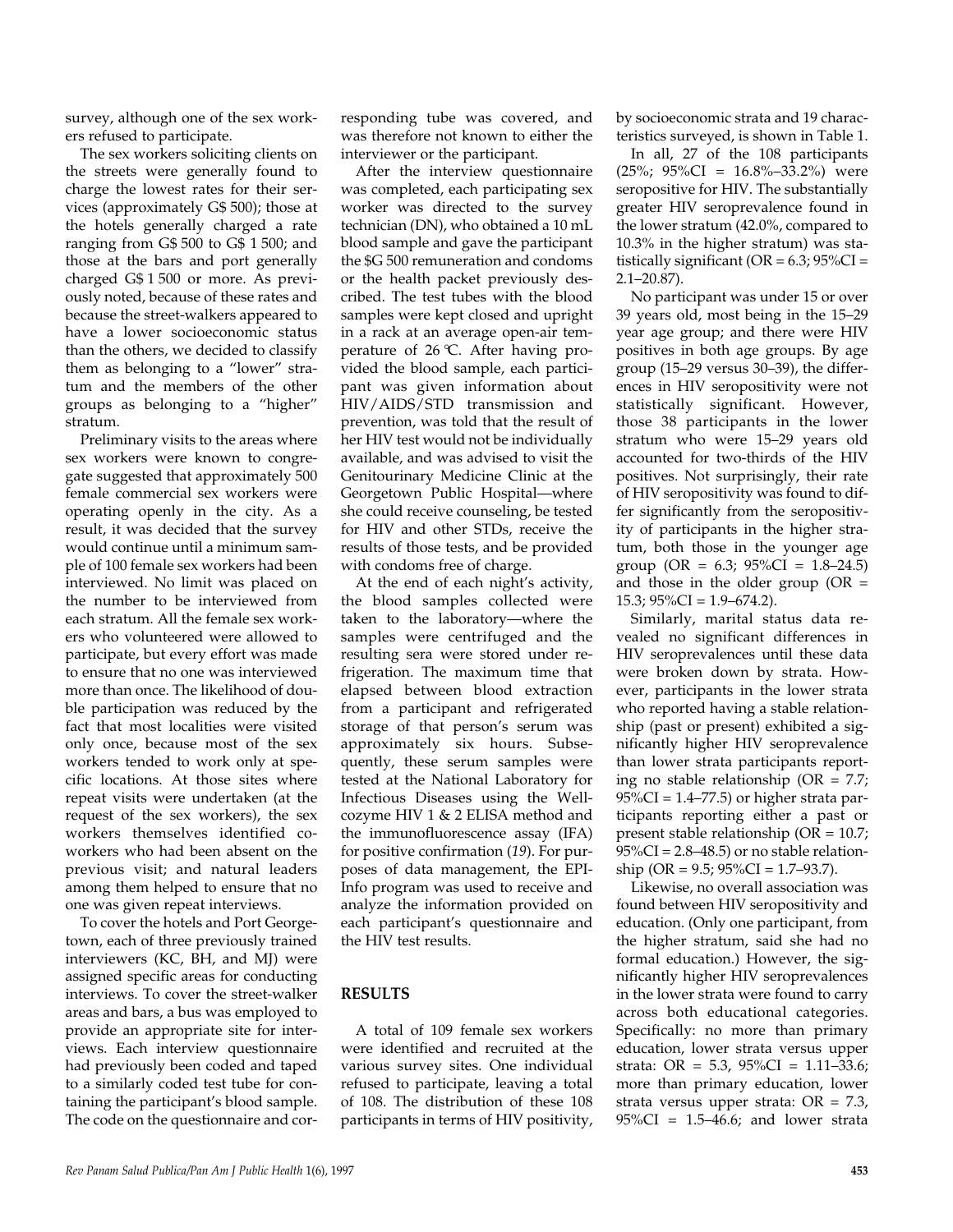survey, although one of the sex workers refused to participate.

The sex workers soliciting clients on the streets were generally found to charge the lowest rates for their services (approximately G$ 500); those at the hotels generally charged a rate ranging from G$ 500 to G$ 1 500; and those at the bars and port generally charged G$ 1 500 or more. As previously noted, because of these rates and because the street-walkers appeared to have a lower socioeconomic status than the others, we decided to classify them as belonging to a "lower" stratum and the members of the other groups as belonging to a "higher" stratum.

Preliminary visits to the areas where sex workers were known to congregate suggested that approximately 500 female commercial sex workers were operating openly in the city. As a result, it was decided that the survey would continue until a minimum sample of 100 female sex workers had been interviewed. No limit was placed on the number to be interviewed from each stratum. All the female sex workers who volunteered were allowed to participate, but every effort was made to ensure that no one was interviewed more than once. The likelihood of double participation was reduced by the fact that most localities were visited only once, because most of the sex workers tended to work only at specific locations. At those sites where repeat visits were undertaken (at the request of the sex workers), the sex workers themselves identified coworkers who had been absent on the previous visit; and natural leaders among them helped to ensure that no one was given repeat interviews.

To cover the hotels and Port Georgetown, each of three previously trained interviewers (KC, BH, and MJ) were assigned specific areas for conducting interviews. To cover the street-walker areas and bars, a bus was employed to provide an appropriate site for interviews. Each interview questionnaire had previously been coded and taped to a similarly coded test tube for containing the participant's blood sample. The code on the questionnaire and corresponding tube was covered, and was therefore not known to either the interviewer or the participant.

After the interview questionnaire was completed, each participating sex worker was directed to the survey technician (DN), who obtained a 10 mL blood sample and gave the participant the $G 500 remuneration and condoms or the health packet previously described. The test tubes with the blood samples were kept closed and upright in a rack at an average open-air temperature of 26 ℃. After having provided the blood sample, each participant was given information about HIV/AIDS/STD transmission and prevention, was told that the result of her HIV test would not be individually available, and was advised to visit the Genitourinary Medicine Clinic at the Georgetown Public Hospital—where she could receive counseling, be tested for HIV and other STDs, receive the results of those tests, and be provided with condoms free of charge.

At the end of each night's activity, the blood samples collected were taken to the laboratory—where the samples were centrifuged and the resulting sera were stored under refrigeration. The maximum time that elapsed between blood extraction from a participant and refrigerated storage of that person's serum was approximately six hours. Subsequently, these serum samples were tested at the National Laboratory for Infectious Diseases using the Wellcozyme HIV 1 & 2 ELISA method and the immunofluorescence assay (IFA) for positive confirmation (*19*). For purposes of data management, the EPI-Info program was used to receive and analyze the information provided on each participant's questionnaire and the HIV test results.

## RESULTS

A total of 109 female sex workers were identified and recruited at the various survey sites. One individual refused to participate, leaving a total of 108. The distribution of these 108 participants in terms of HIV positivity, by socioeconomic strata and 19 characteristics surveyed, is shown in Table 1.

In all, 27 of the 108 participants (25%; 95%CI = 16.8%–33.2%) were seropositive for HIV. The substantially greater HIV seroprevalence found in the lower stratum (42.0%, compared to 10.3% in the higher stratum) was statistically significant (OR = 6.3; 95%CI = 2.1–20.87).

No participant was under 15 or over 39 years old, most being in the 15–29 year age group; and there were HIV positives in both age groups. By age group (15–29 versus 30–39), the differences in HIV seropositivity were not statistically significant. However, those 38 participants in the lower stratum who were 15–29 years old accounted for two-thirds of the HIV positives. Not surprisingly, their rate of HIV seropositivity was found to differ significantly from the seropositivity of participants in the higher stratum, both those in the younger age group (OR = 6.3; 95%CI = 1.8–24.5) and those in the older group (OR = 15.3; 95%CI = 1.9–674.2).

Similarly, marital status data revealed no significant differences in HIV seroprevalences until these data were broken down by strata. However, participants in the lower strata who reported having a stable relationship (past or present) exhibited a significantly higher HIV seroprevalence than lower strata participants reporting no stable relationship (OR = 7.7; 95%CI = 1.4–77.5) or higher strata participants reporting either a past or present stable relationship (OR = 10.7; 95%CI = 2.8–48.5) or no stable relationship (OR = 9.5; 95%CI = 1.7–93.7).

Likewise, no overall association was found between HIV seropositivity and education. (Only one participant, from the higher stratum, said she had no formal education.) However, the significantly higher HIV seroprevalences in the lower strata were found to carry across both educational categories. Specifically: no more than primary education, lower strata versus upper strata: OR = 5.3, 95%CI = 1.11–33.6; more than primary education, lower strata versus upper strata: OR = 7.3, 95%CI = 1.5–46.6; and lower strata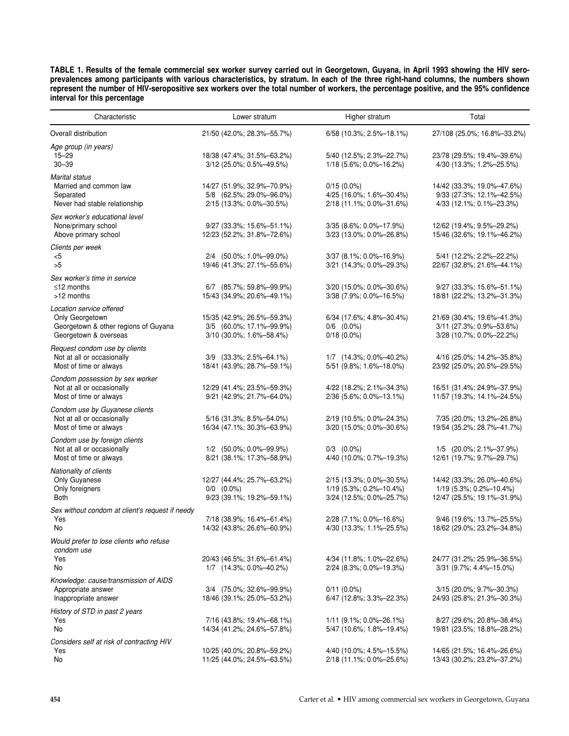**TABLE 1. Results of the female commercial sex worker survey carried out in Georgetown, Guyana, in April 1993 showing the HIV seroprevalences among participants with various characteristics, by stratum. In each of the three right-hand columns, the numbers shown represent the number of HIV-seropositive sex workers over the total number of workers, the percentage positive, and the 95% confidence interval for this percentage**

| Characteristic | Lower stratum | Higher stratum | Total |
|---|---|---|---|
| Overall distribution | 21/50 (42.0%; 28.3%–55.7%) | 6/58 (10.3%; 2.5%–18.1%) | 27/108 (25.0%; 16.8%–33.2%) |
| *Age group (in years)* | | | |
| 15–29 | 18/38 (47.4%; 31.5%–63.2%) | 5/40 (12.5%; 2.3%–22.7%) | 23/78 (29.5%; 19.4%–39.6%) |
| 30–39 | 3/12 (25.0%; 0.5%–49.5%) | 1/18 (5.6%; 0.0%–16.2%) | 4/30 (13.3%; 1.2%–25.5%) |
| *Marital status* | | | |
| Married and common law | 14/27 (51.9%; 32.9%–70.9%) | 0/15 (0.0%) | 14/42 (33.3%; 19.0%–47.6%) |
| Separated | 5/8 (62.5%; 29.0%–96.0%) | 4/25 (16.0%; 1.6%–30.4%) | 9/33 (27.3%; 12.1%–42.5%) |
| Never had stable relationship | 2/15 (13.3%; 0.0%–30.5%) | 2/18 (11.1%; 0.0%–31.6%) | 4/33 (12.1%; 0.1%–23.3%) |
| *Sex worker's educational level* | | | |
| None/primary school | 9/27 (33.3%; 15.6%–51.1%) | 3/35 (8.6%; 0.0%–17.9%) | 12/62 (19.4%; 9.5%–29.2%) |
| Above primary school | 12/23 (52.2%; 31.8%–72.6%) | 3/23 (13.0%; 0.0%–26.8%) | 15/46 (32.6%; 19.1%–46.2%) |
| *Clients per week* | | | |
| <5 | 2/4 (50.0%; 1.0%–99.0%) | 3/37 (8.1%; 0.0%–16.9%) | 5/41 (12.2%; 2.2%–22.2%) |
| >5 | 19/46 (41.3%; 27.1%–55.6%) | 3/21 (14.3%; 0.0%–29.3%) | 22/67 (32.8%; 21.6%–44.1%) |
| *Sex worker's time in service* | | | |
| ≤12 months | 6/7 (85.7%; 59.8%–99.9%) | 3/20 (15.0%; 0.0%–30.6%) | 9/27 (33.3%; 15.6%–51.1%) |
| >12 months | 15/43 (34.9%; 20.6%–49.1%) | 3/38 (7.9%; 0.0%–16.5%) | 18/81 (22.2%; 13.2%–31.3%) |
| *Location service offered* | | | |
| Only Georgetown | 15/35 (42.9%; 26.5%–59.3%) | 6/34 (17.6%; 4.8%–30.4%) | 21/69 (30.4%; 19.6%–41.3%) |
| Georgetown & other regions of Guyana | 3/5 (60.0%; 17.1%–99.9%) | 0/6 (0.0%) | 3/11 (27.3%; 0.9%–53.6%) |
| Georgetown & overseas | 3/10 (30.0%; 1.6%–58.4%) | 0/18 (0.0%) | 3/28 (10.7%; 0.0%–22.2%) |
| *Request condom use by clients* | | | |
| Not at all or occasionally | 3/9 (33.3%; 2.5%–64.1%) | 1/7 (14.3%; 0.0%–40.2%) | 4/16 (25.0%; 14.2%–35.8%) |
| Most of time or always | 18/41 (43.9%; 28.7%–59.1%) | 5/51 (9.8%; 1.6%–18.0%) | 23/92 (25.0%; 20.5%–29.5%) |
| *Condom possession by sex worker* | | | |
| Not at all or occasionally | 12/29 (41.4%; 23.5%–59.3%) | 4/22 (18.2%; 2.1%–34.3%) | 16/51 (31.4%; 24.9%–37.9%) |
| Most of time or always | 9/21 (42.9%; 21.7%–64.0%) | 2/36 (5.6%; 0.0%–13.1%) | 11/57 (19.3%; 14.1%–24.5%) |
| *Condom use by Guyanese clients* | | | |
| Not at all or occasionally | 5/16 (31.3%; 8.5%–54.0%) | 2/19 (10.5%; 0.0%–24.3%) | 7/35 (20.0%; 13.2%–26.8%) |
| Most of time or always | 16/34 (47.1%; 30.3%–63.9%) | 3/20 (15.0%; 0.0%–30.6%) | 19/54 (35.2%; 28.7%–41.7%) |
| *Condom use by foreign clients* | | | |
| Not at all or occasionally | 1/2 (50.0%; 0.0%–99.9%) | 0/3 (0.0%) | 1/5 (20.0%; 2.1%–37.9%) |
| Most of time or always | 8/21 (38.1%; 17.3%–58.9%) | 4/40 (10.0%; 0.7%–19.3%) | 12/61 (19.7%; 9.7%–29.7%) |
| *Nationality of clients* | | | |
| Only Guyanese | 12/27 (44.4%; 25.7%–63.2%) | 2/15 (13.3%; 0.0%–30.5%) | 14/42 (33.3%; 26.0%–40.6%) |
| Only foreigners | 0/0 (0.0%) | 1/19 (5.3%; 0.2%–10.4%) | 1/19 (5.3%; 0.2%–10.4%) |
| Both | 9/23 (39.1%; 19.2%–59.1%) | 3/24 (12.5%; 0.0%–25.7%) | 12/47 (25.5%; 19.1%–31.9%) |
| *Sex without condom at client's request if needy* | | | |
| Yes | 7/18 (38.9%; 16.4%–61.4%) | 2/28 (7.1%; 0.0%–16.6%) | 9/46 (19.6%; 13.7%–25.5%) |
| No | 14/32 (43.8%; 26.6%–60.9%) | 4/30 (13.3%; 1.1%–25.5%) | 18/62 (29.0%; 23.2%–34.8%) |
| *Would prefer to lose clients who refuse condom use* | | | |
| Yes | 20/43 (46.5%; 31.6%–61.4%) | 4/34 (11.8%; 1.0%–22.6%) | 24/77 (31.2%; 25.9%–36.5%) |
| No | 1/7 (14.3%; 0.0%–40.2%) | 2/24 (8.3%; 0.0%–19.3%) | 3/31 (9.7%; 4.4%–15.0%) |
| *Knowledge: cause/transmission of AIDS* | | | |
| Appropriate answer | 3/4 (75.0%; 32.6%–99.9%) | 0/11 (0.0%) | 3/15 (20.0%; 9.7%–30.3%) |
| Inappropriate answer | 18/46 (39.1%; 25.0%–53.2%) | 6/47 (12.8%; 3.3%–22.3%) | 24/93 (25.8%; 21.3%–30.3%) |
| *History of STD in past 2 years* | | | |
| Yes | 7/16 (43.8%; 19.4%–68.1%) | 1/11 (9.1%; 0.0%–26.1%) | 8/27 (29.6%; 20.8%–38.4%) |
| No | 14/34 (41.2%; 24.6%–57.8%) | 5/47 (10.6%; 1.8%–19.4%) | 19/81 (23.5%; 18.8%–28.2%) |
| *Considers self at risk of contracting HIV* | | | |
| Yes | 10/25 (40.0%; 20.8%–59.2%) | 4/40 (10.0%; 4.5%–15.5%) | 14/65 (21.5%; 16.4%–26.6%) |
| No | 11/25 (44.0%; 24.5%–63.5%) | 2/18 (11.1%; 0.0%–25.6%) | 13/43 (30.2%; 23.2%–37.2%) |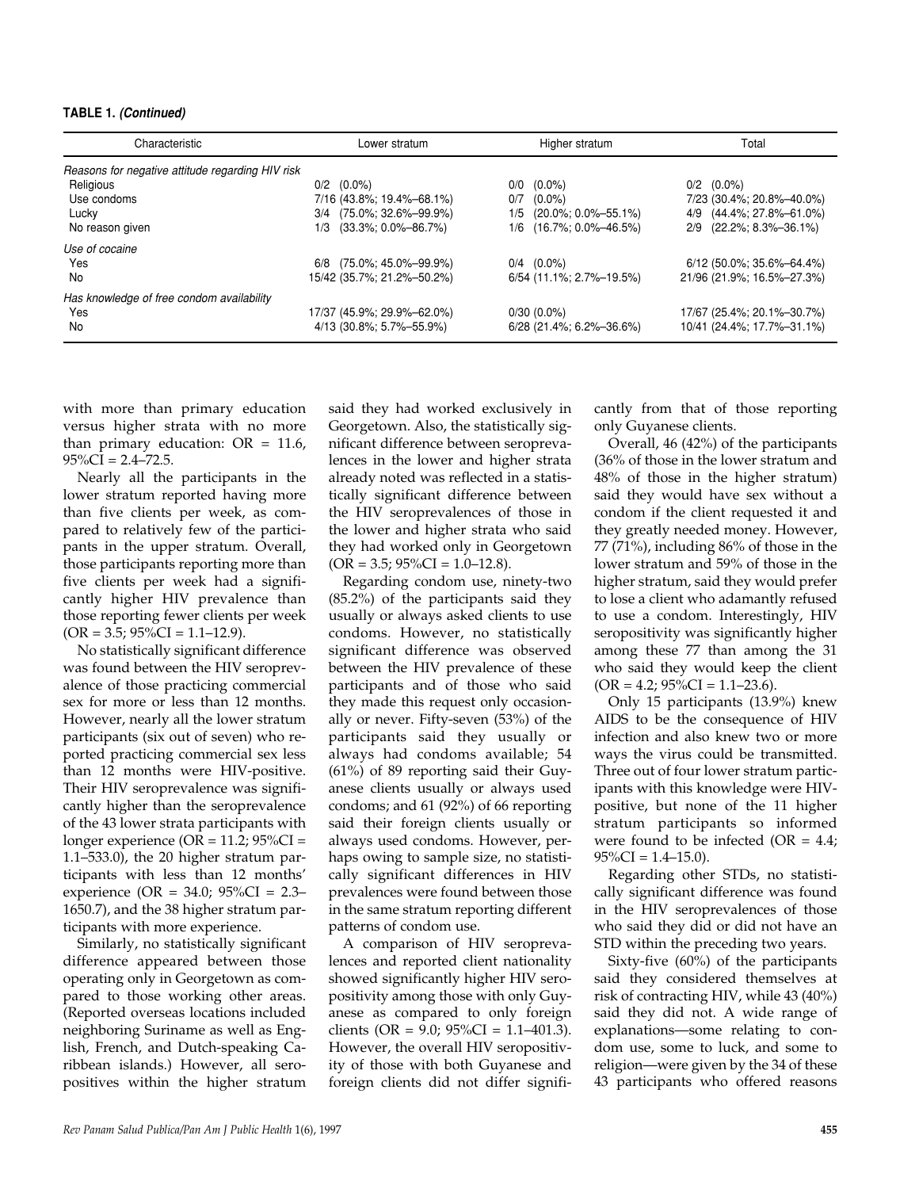**TABLE 1. *(Continued)***

| Characteristic | Lower stratum | Higher stratum | Total |
|---|---|---|---|
| *Reasons for negative attitude regarding HIV risk* | | | |
| Religious | 0/2 (0.0%) | 0/0 (0.0%) | 0/2 (0.0%) |
| Use condoms | 7/16 (43.8%; 19.4%–68.1%) | 0/7 (0.0%) | 7/23 (30.4%; 20.8%–40.0%) |
| Lucky | 3/4 (75.0%; 32.6%–99.9%) | 1/5 (20.0%; 0.0%–55.1%) | 4/9 (44.4%; 27.8%–61.0%) |
| No reason given | 1/3 (33.3%; 0.0%–86.7%) | 1/6 (16.7%; 0.0%–46.5%) | 2/9 (22.2%; 8.3%–36.1%) |
| *Use of cocaine* | | | |
| Yes | 6/8 (75.0%; 45.0%–99.9%) | 0/4 (0.0%) | 6/12 (50.0%; 35.6%–64.4%) |
| No | 15/42 (35.7%; 21.2%–50.2%) | 6/54 (11.1%; 2.7%–19.5%) | 21/96 (21.9%; 16.5%–27.3%) |
| *Has knowledge of free condom availability* | | | |
| Yes | 17/37 (45.9%; 29.9%–62.0%) | 0/30 (0.0%) | 17/67 (25.4%; 20.1%–30.7%) |
| No | 4/13 (30.8%; 5.7%–55.9%) | 6/28 (21.4%; 6.2%–36.6%) | 10/41 (24.4%; 17.7%–31.1%) |

with more than primary education versus higher strata with no more than primary education: OR = 11.6, 95%CI = 2.4–72.5.

Nearly all the participants in the lower stratum reported having more than five clients per week, as compared to relatively few of the participants in the upper stratum. Overall, those participants reporting more than five clients per week had a significantly higher HIV prevalence than those reporting fewer clients per week (OR = 3.5; 95%CI = 1.1–12.9).

No statistically significant difference was found between the HIV seroprevalence of those practicing commercial sex for more or less than 12 months. However, nearly all the lower stratum participants (six out of seven) who reported practicing commercial sex less than 12 months were HIV-positive. Their HIV seroprevalence was significantly higher than the seroprevalence of the 43 lower strata participants with longer experience (OR = 11.2; 95%CI = 1.1–533.0), the 20 higher stratum participants with less than 12 months' experience (OR = 34.0; 95%CI = 2.3–1650.7), and the 38 higher stratum participants with more experience.

Similarly, no statistically significant difference appeared between those operating only in Georgetown as compared to those working other areas. (Reported overseas locations included neighboring Suriname as well as English, French, and Dutch-speaking Caribbean islands.) However, all seropositives within the higher stratum said they had worked exclusively in Georgetown. Also, the statistically significant difference between seroprevalences in the lower and higher strata already noted was reflected in a statistically significant difference between the HIV seroprevalences of those in the lower and higher strata who said they had worked only in Georgetown (OR = 3.5; 95%CI = 1.0–12.8).

Regarding condom use, ninety-two (85.2%) of the participants said they usually or always asked clients to use condoms. However, no statistically significant difference was observed between the HIV prevalence of these participants and of those who said they made this request only occasionally or never. Fifty-seven (53%) of the participants said they usually or always had condoms available; 54 (61%) of 89 reporting said their Guyanese clients usually or always used condoms; and 61 (92%) of 66 reporting said their foreign clients usually or always used condoms. However, perhaps owing to sample size, no statistically significant differences in HIV prevalences were found between those in the same stratum reporting different patterns of condom use.

A comparison of HIV seroprevalences and reported client nationality showed significantly higher HIV seropositivity among those with only Guyanese as compared to only foreign clients (OR = 9.0; 95%CI = 1.1–401.3). However, the overall HIV seropositivity of those with both Guyanese and foreign clients did not differ significantly from that of those reporting only Guyanese clients.

Overall, 46 (42%) of the participants (36% of those in the lower stratum and 48% of those in the higher stratum) said they would have sex without a condom if the client requested it and they greatly needed money. However, 77 (71%), including 86% of those in the lower stratum and 59% of those in the higher stratum, said they would prefer to lose a client who adamantly refused to use a condom. Interestingly, HIV seropositivity was significantly higher among these 77 than among the 31 who said they would keep the client (OR = 4.2; 95%CI = 1.1–23.6).

Only 15 participants (13.9%) knew AIDS to be the consequence of HIV infection and also knew two or more ways the virus could be transmitted. Three out of four lower stratum participants with this knowledge were HIV-positive, but none of the 11 higher stratum participants so informed were found to be infected (OR = 4.4; 95%CI = 1.4–15.0).

Regarding other STDs, no statistically significant difference was found in the HIV seroprevalences of those who said they did or did not have an STD within the preceding two years.

Sixty-five (60%) of the participants said they considered themselves at risk of contracting HIV, while 43 (40%) said they did not. A wide range of explanations—some relating to condom use, some to luck, and some to religion—were given by the 34 of these 43 participants who offered reasons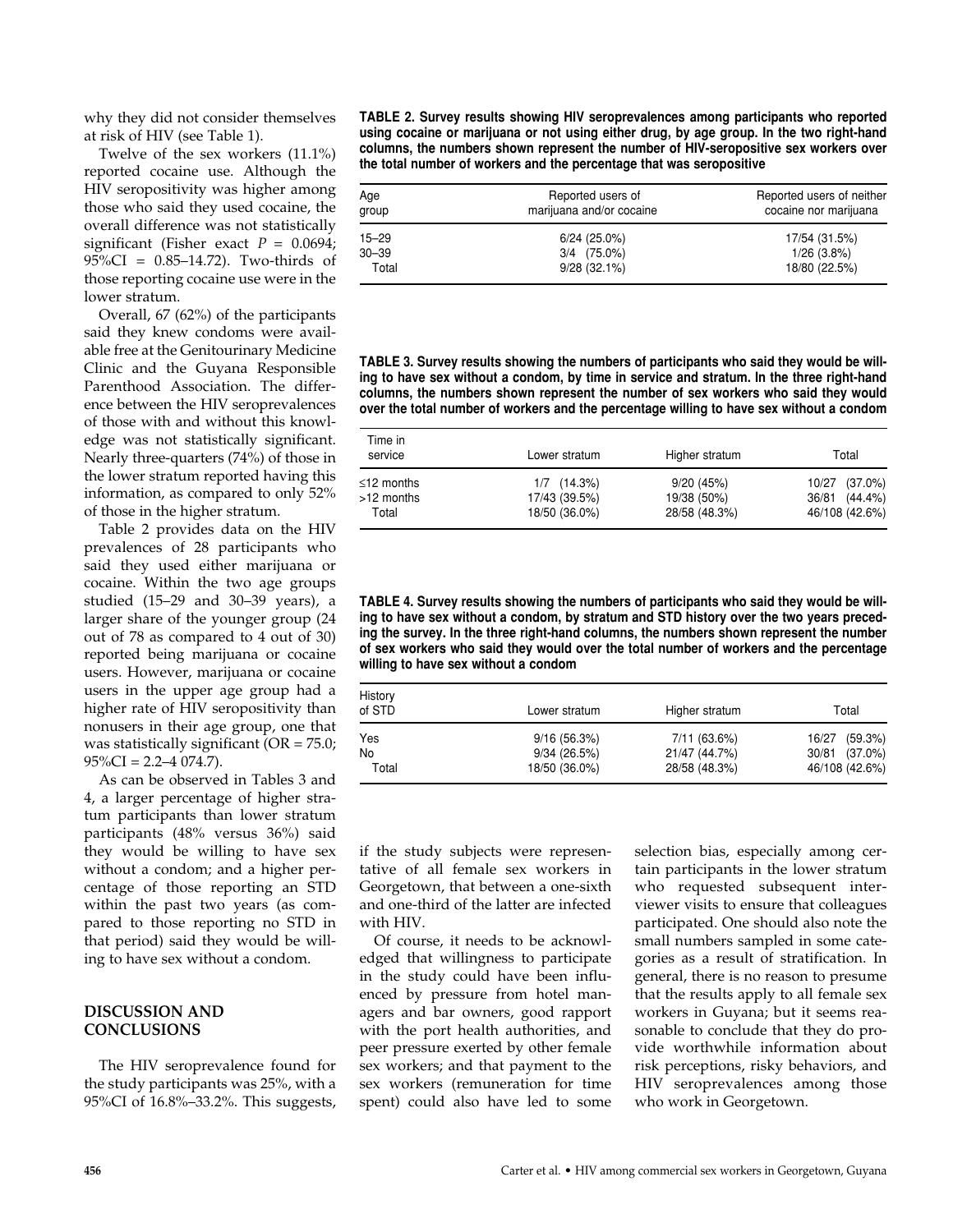why they did not consider themselves at risk of HIV (see Table 1).

Twelve of the sex workers (11.1%) reported cocaine use. Although the HIV seropositivity was higher among those who said they used cocaine, the overall difference was not statistically significant (Fisher exact $P = 0.0694$; 95%CI = 0.85–14.72). Two-thirds of those reporting cocaine use were in the lower stratum.

Overall, 67 (62%) of the participants said they knew condoms were available free at the Genitourinary Medicine Clinic and the Guyana Responsible Parenthood Association. The difference between the HIV seroprevalences of those with and without this knowledge was not statistically significant. Nearly three-quarters (74%) of those in the lower stratum reported having this information, as compared to only 52% of those in the higher stratum.

Table 2 provides data on the HIV prevalences of 28 participants who said they used either marijuana or cocaine. Within the two age groups studied (15–29 and 30–39 years), a larger share of the younger group (24 out of 78 as compared to 4 out of 30) reported being marijuana or cocaine users. However, marijuana or cocaine users in the upper age group had a higher rate of HIV seropositivity than nonusers in their age group, one that was statistically significant (OR = 75.0; 95%CI = 2.2–4 074.7).

As can be observed in Tables 3 and 4, a larger percentage of higher stratum participants than lower stratum participants (48% versus 36%) said they would be willing to have sex without a condom; and a higher percentage of those reporting an STD within the past two years (as compared to those reporting no STD in that period) said they would be willing to have sex without a condom.

**TABLE 2. Survey results showing HIV seroprevalences among participants who reported using cocaine or marijuana or not using either drug, by age group. In the two right-hand columns, the numbers shown represent the number of HIV-seropositive sex workers over the total number of workers and the percentage that was seropositive**

| Age group | Reported users of marijuana and/or cocaine | Reported users of neither cocaine nor marijuana |
|---|---|---|
| 15–29 | 6/24 (25.0%) | 17/54 (31.5%) |
| 30–39 | 3/4 (75.0%) | 1/26 (3.8%) |
| Total | 9/28 (32.1%) | 18/80 (22.5%) |

**TABLE 3. Survey results showing the numbers of participants who said they would be willing to have sex without a condom, by time in service and stratum. In the three right-hand columns, the numbers shown represent the number of sex workers who said they would over the total number of workers and the percentage willing to have sex without a condom**

| Time in service | Lower stratum | Higher stratum | Total |
|---|---|---|---|
| ≤12 months | 1/7 (14.3%) | 9/20 (45%) | 10/27 (37.0%) |
| >12 months | 17/43 (39.5%) | 19/38 (50%) | 36/81 (44.4%) |
| Total | 18/50 (36.0%) | 28/58 (48.3%) | 46/108 (42.6%) |

**TABLE 4. Survey results showing the numbers of participants who said they would be willing to have sex without a condom, by stratum and STD history over the two years preceding the survey. In the three right-hand columns, the numbers shown represent the number of sex workers who said they would over the total number of workers and the percentage willing to have sex without a condom**

| History of STD | Lower stratum | Higher stratum | Total |
|---|---|---|---|
| Yes | 9/16 (56.3%) | 7/11 (63.6%) | 16/27 (59.3%) |
| No | 9/34 (26.5%) | 21/47 (44.7%) | 30/81 (37.0%) |
| Total | 18/50 (36.0%) | 28/58 (48.3%) | 46/108 (42.6%) |

## DISCUSSION AND CONCLUSIONS

The HIV seroprevalence found for the study participants was 25%, with a 95%CI of 16.8%–33.2%. This suggests, if the study subjects were representative of all female sex workers in Georgetown, that between a one-sixth and one-third of the latter are infected with HIV.

Of course, it needs to be acknowledged that willingness to participate in the study could have been influenced by pressure from hotel managers and bar owners, good rapport with the port health authorities, and peer pressure exerted by other female sex workers; and that payment to the sex workers (remuneration for time spent) could also have led to some selection bias, especially among certain participants in the lower stratum who requested subsequent interviewer visits to ensure that colleagues participated. One should also note the small numbers sampled in some categories as a result of stratification. In general, there is no reason to presume that the results apply to all female sex workers in Guyana; but it seems reasonable to conclude that they do provide worthwhile information about risk perceptions, risky behaviors, and HIV seroprevalences among those who work in Georgetown.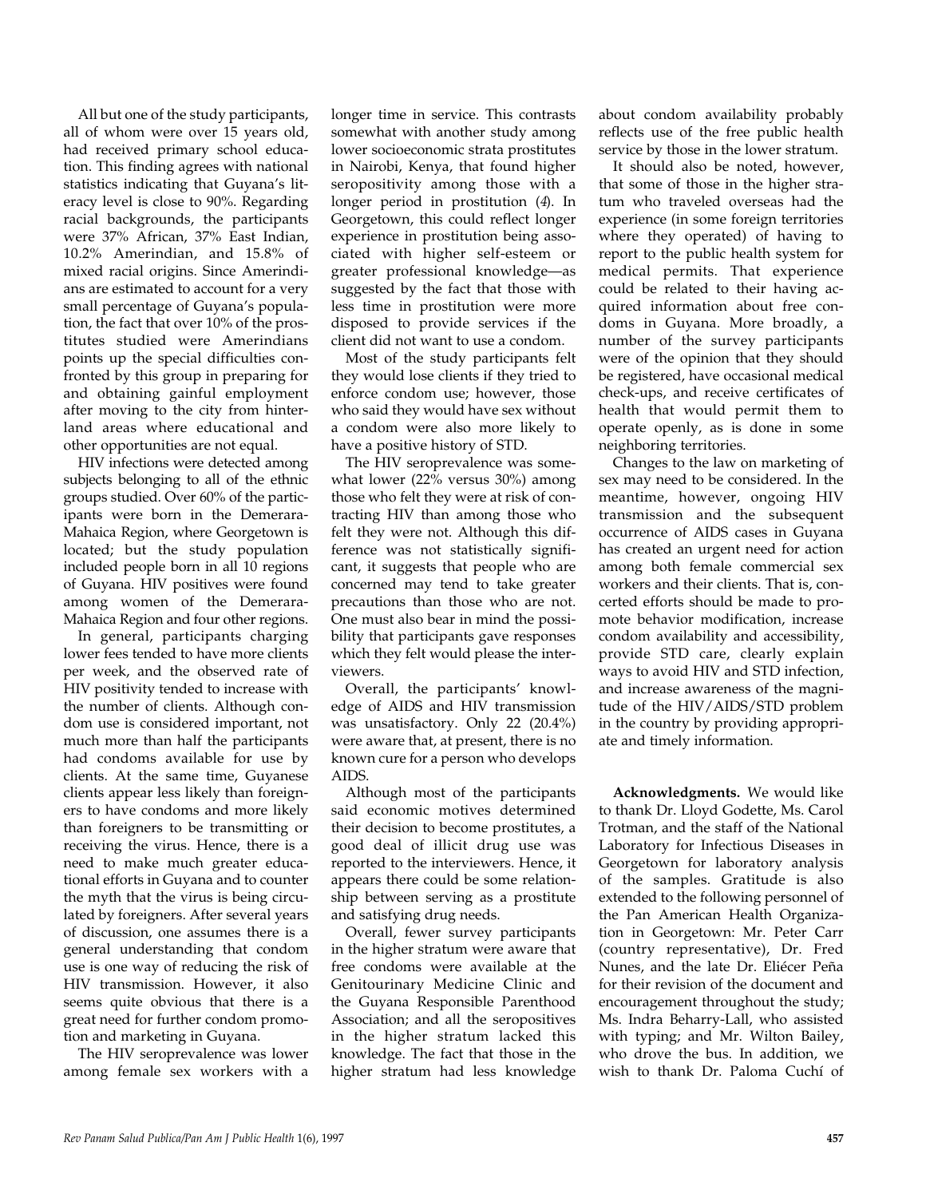All but one of the study participants, all of whom were over 15 years old, had received primary school education. This finding agrees with national statistics indicating that Guyana's literacy level is close to 90%. Regarding racial backgrounds, the participants were 37% African, 37% East Indian, 10.2% Amerindian, and 15.8% of mixed racial origins. Since Amerindians are estimated to account for a very small percentage of Guyana's population, the fact that over 10% of the prostitutes studied were Amerindians points up the special difficulties confronted by this group in preparing for and obtaining gainful employment after moving to the city from hinterland areas where educational and other opportunities are not equal.

HIV infections were detected among subjects belonging to all of the ethnic groups studied. Over 60% of the participants were born in the Demerara-Mahaica Region, where Georgetown is located; but the study population included people born in all 10 regions of Guyana. HIV positives were found among women of the Demerara-Mahaica Region and four other regions.

In general, participants charging lower fees tended to have more clients per week, and the observed rate of HIV positivity tended to increase with the number of clients. Although condom use is considered important, not much more than half the participants had condoms available for use by clients. At the same time, Guyanese clients appear less likely than foreigners to have condoms and more likely than foreigners to be transmitting or receiving the virus. Hence, there is a need to make much greater educational efforts in Guyana and to counter the myth that the virus is being circulated by foreigners. After several years of discussion, one assumes there is a general understanding that condom use is one way of reducing the risk of HIV transmission. However, it also seems quite obvious that there is a great need for further condom promotion and marketing in Guyana.

The HIV seroprevalence was lower among female sex workers with a longer time in service. This contrasts somewhat with another study among lower socioeconomic strata prostitutes in Nairobi, Kenya, that found higher seropositivity among those with a longer period in prostitution (*4*). In Georgetown, this could reflect longer experience in prostitution being associated with higher self-esteem or greater professional knowledge—as suggested by the fact that those with less time in prostitution were more disposed to provide services if the client did not want to use a condom.

Most of the study participants felt they would lose clients if they tried to enforce condom use; however, those who said they would have sex without a condom were also more likely to have a positive history of STD.

The HIV seroprevalence was somewhat lower (22% versus 30%) among those who felt they were at risk of contracting HIV than among those who felt they were not. Although this difference was not statistically significant, it suggests that people who are concerned may tend to take greater precautions than those who are not. One must also bear in mind the possibility that participants gave responses which they felt would please the interviewers.

Overall, the participants' knowledge of AIDS and HIV transmission was unsatisfactory. Only 22 (20.4%) were aware that, at present, there is no known cure for a person who develops AIDS.

Although most of the participants said economic motives determined their decision to become prostitutes, a good deal of illicit drug use was reported to the interviewers. Hence, it appears there could be some relationship between serving as a prostitute and satisfying drug needs.

Overall, fewer survey participants in the higher stratum were aware that free condoms were available at the Genitourinary Medicine Clinic and the Guyana Responsible Parenthood Association; and all the seropositives in the higher stratum lacked this knowledge. The fact that those in the higher stratum had less knowledge about condom availability probably reflects use of the free public health service by those in the lower stratum.

It should also be noted, however, that some of those in the higher stratum who traveled overseas had the experience (in some foreign territories where they operated) of having to report to the public health system for medical permits. That experience could be related to their having acquired information about free condoms in Guyana. More broadly, a number of the survey participants were of the opinion that they should be registered, have occasional medical check-ups, and receive certificates of health that would permit them to operate openly, as is done in some neighboring territories.

Changes to the law on marketing of sex may need to be considered. In the meantime, however, ongoing HIV transmission and the subsequent occurrence of AIDS cases in Guyana has created an urgent need for action among both female commercial sex workers and their clients. That is, concerted efforts should be made to promote behavior modification, increase condom availability and accessibility, provide STD care, clearly explain ways to avoid HIV and STD infection, and increase awareness of the magnitude of the HIV/AIDS/STD problem in the country by providing appropriate and timely information.

**Acknowledgments.** We would like to thank Dr. Lloyd Godette, Ms. Carol Trotman, and the staff of the National Laboratory for Infectious Diseases in Georgetown for laboratory analysis of the samples. Gratitude is also extended to the following personnel of the Pan American Health Organization in Georgetown: Mr. Peter Carr (country representative), Dr. Fred Nunes, and the late Dr. Eliécer Peña for their revision of the document and encouragement throughout the study; Ms. Indra Beharry-Lall, who assisted with typing; and Mr. Wilton Bailey, who drove the bus. In addition, we wish to thank Dr. Paloma Cuchí of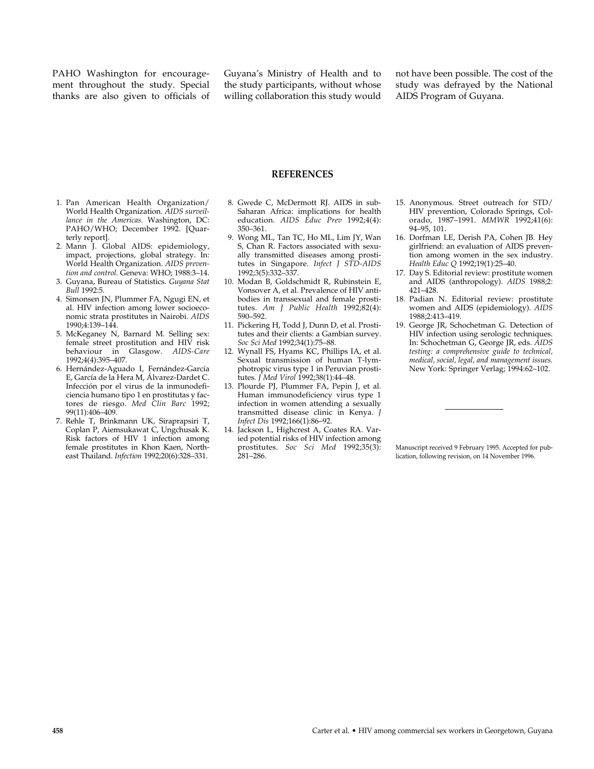PAHO Washington for encouragement throughout the study. Special thanks are also given to officials of Guyana's Ministry of Health and to the study participants, without whose willing collaboration this study would not have been possible. The cost of the study was defrayed by the National AIDS Program of Guyana.

## REFERENCES

1. Pan American Health Organization/World Health Organization. *AIDS surveillance in the Americas.* Washington, DC: PAHO/WHO; December 1992. [Quarterly report].
2. Mann J. Global AIDS: epidemiology, impact, projections, global strategy. In: World Health Organization. *AIDS prevention and control.* Geneva: WHO; 1988:3–14.
3. Guyana, Bureau of Statistics. *Guyana Stat Bull* 1992:5.
4. Simonsen JN, Plummer FA, Ngugi EN, et al. HIV infection among lower socioeconomic strata prostitutes in Nairobi. *AIDS* 1990;4:139–144.
5. McKeganey N, Barnard M. Selling sex: female street prostitution and HIV risk behaviour in Glasgow. *AIDS-Care* 1992;4(4):395–407.
6. Hernández-Aguado I, Fernández-García E, García de la Hera M, Álvarez-Dardet C. Infección por el virus de la inmunodeficiencia humano tipo 1 en prostitutas y factores de riesgo. *Med Clin Barc* 1992; 99(11):406–409.
7. Rehle T, Brinkmann UK, Siraprapsiri T, Coplan P, Aiemsukawat C, Ungchusak K. Risk factors of HIV 1 infection among female prostitutes in Khon Kaen, Northeast Thailand. *Infection* 1992;20(6):328–331.
8. Gwede C, McDermott RJ. AIDS in sub-Saharan Africa: implications for health education. *AIDS Educ Prev* 1992;4(4): 350–361.
9. Wong ML, Tan TC, Ho ML, Lim JY, Wan S, Chan R. Factors associated with sexually transmitted diseases among prostitutes in Singapore. *Infect J STD-AIDS* 1992;3(5):332–337.
10. Modan B, Goldschmidt R, Rubinstein E, Vonsover A, et al. Prevalence of HIV antibodies in transsexual and female prostitutes. *Am J Public Health* 1992;82(4): 590–592.
11. Pickering H, Todd J, Dunn D, et al. Prostitutes and their clients: a Gambian survey. *Soc Sci Med* 1992;34(1):75–88.
12. Wynall FS, Hyams KC, Phillips IA, et al. Sexual transmission of human T-lymphotropic virus type 1 in Peruvian prostitutes. *J Med Virol* 1992;38(1):44–48.
13. Plourde PJ, Plummer FA, Pepin J, et al. Human immunodeficiency virus type 1 infection in women attending a sexually transmitted disease clinic in Kenya. *J Infect Dis* 1992;166(1):86–92.
14. Jackson L, Highcrest A, Coates RA. Varied potential risks of HIV infection among prostitutes. *Soc Sci Med* 1992;35(3): 281–286.
15. Anonymous. Street outreach for STD/HIV prevention, Colorado Springs, Colorado, 1987–1991. *MMWR* 1992;41(6): 94–95, 101.
16. Dorfman LE, Derish PA, Cohen JB. Hey girlfriend: an evaluation of AIDS prevention among women in the sex industry. *Health Educ Q* 1992;19(1):25–40.
17. Day S. Editorial review: prostitute women and AIDS (anthropology). *AIDS* 1988;2: 421–428.
18. Padian N. Editorial review: prostitute women and AIDS (epidemiology). *AIDS* 1988;2:413–419.
19. George JR, Schochetman G. Detection of HIV infection using serologic techniques. In: Schochetman G, George JR, eds. *AIDS testing: a comprehensive guide to technical, medical, social, legal, and management issues.* New York: Springer Verlag; 1994:62–102.

---

Manuscript received 9 February 1995. Accepted for publication, following revision, on 14 November 1996.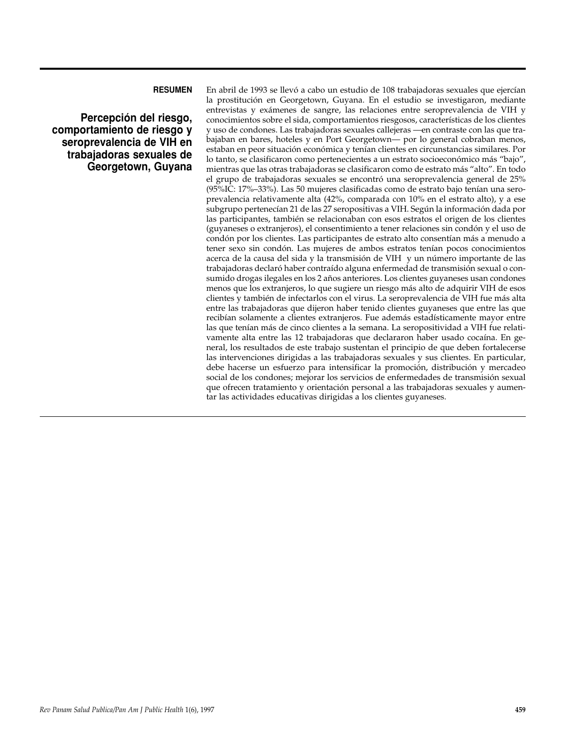**RESUMEN**

## Percepción del riesgo, comportamiento de riesgo y seroprevalencia de VIH en trabajadoras sexuales de Georgetown, Guyana

En abril de 1993 se llevó a cabo un estudio de 108 trabajadoras sexuales que ejercían la prostitución en Georgetown, Guyana. En el estudio se investigaron, mediante entrevistas y exámenes de sangre, las relaciones entre seroprevalencia de VIH y conocimientos sobre el sida, comportamientos riesgosos, características de los clientes y uso de condones. Las trabajadoras sexuales callejeras —en contraste con las que trabajaban en bares, hoteles y en Port Georgetown— por lo general cobraban menos, estaban en peor situación económica y tenían clientes en circunstancias similares. Por lo tanto, se clasificaron como pertenecientes a un estrato socioeconómico más "bajo", mientras que las otras trabajadoras se clasificaron como de estrato más "alto". En todo el grupo de trabajadoras sexuales se encontró una seroprevalencia general de 25% (95%IC: 17%–33%). Las 50 mujeres clasificadas como de estrato bajo tenían una seroprevalencia relativamente alta (42%, comparada con 10% en el estrato alto), y a ese subgrupo pertenecían 21 de las 27 seropositivas a VIH. Según la información dada por las participantes, también se relacionaban con esos estratos el origen de los clientes (guyaneses o extranjeros), el consentimiento a tener relaciones sin condón y el uso de condón por los clientes. Las participantes de estrato alto consentían más a menudo a tener sexo sin condón. Las mujeres de ambos estratos tenían pocos conocimientos acerca de la causa del sida y la transmisión de VIH y un número importante de las trabajadoras declaró haber contraído alguna enfermedad de transmisión sexual o consumido drogas ilegales en los 2 años anteriores. Los clientes guyaneses usan condones menos que los extranjeros, lo que sugiere un riesgo más alto de adquirir VIH de esos clientes y también de infectarlos con el virus. La seroprevalencia de VIH fue más alta entre las trabajadoras que dijeron haber tenido clientes guyaneses que entre las que recibían solamente a clientes extranjeros. Fue además estadísticamente mayor entre las que tenían más de cinco clientes a la semana. La seropositividad a VIH fue relativamente alta entre las 12 trabajadoras que declararon haber usado cocaína. En general, los resultados de este trabajo sustentan el principio de que deben fortalecerse las intervenciones dirigidas a las trabajadoras sexuales y sus clientes. En particular, debe hacerse un esfuerzo para intensificar la promoción, distribución y mercadeo social de los condones; mejorar los servicios de enfermedades de transmisión sexual que ofrecen tratamiento y orientación personal a las trabajadoras sexuales y aumentar las actividades educativas dirigidas a los clientes guyaneses.